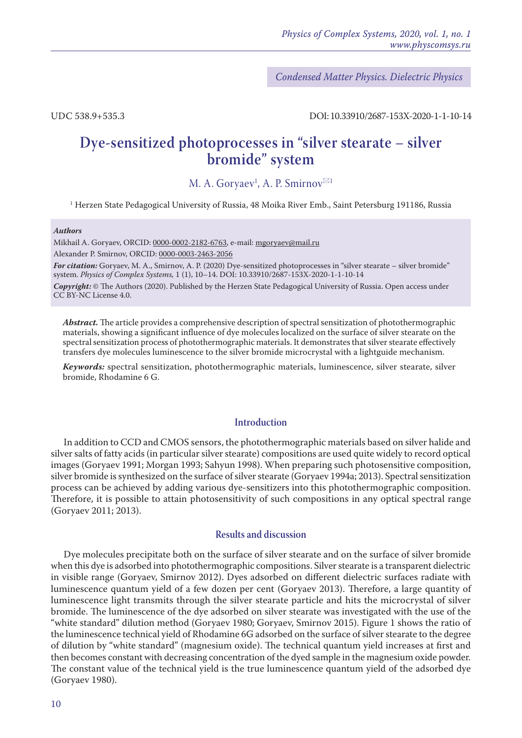Condensed Matter Physics. Dielectric Physics

UDC 538.9+535.3

DOI: 10.33910/2687-153X-2020-1-1-10-14

# Dye-sensitized photoprocesses in “silver stearate – silver bromide” system

M. A. Goryaev[1], A. P. Smirnov[✉1]

[1] Herzen State Pedagogical University of Russia, 48 Moika River Emb., Saint Petersburg 191186, Russia

***Authors***

Mikhail A. Goryaev, ORCID: 0000-0002-2182-6763, e-mail: mgoryaev@mail.ru

Alexander P. Smirnov, ORCID: 0000-0003-2463-2056

***For citation:*** Goryaev, M. A., Smirnov, A. P. (2020) Dye-sensitized photoprocesses in “silver stearate – silver bromide” system. *Physics of Complex Systems,* 1 (1), 10–14. DOI: 10.33910/2687-153X-2020-1-1-10-14

***Copyright:*** © The Authors (2020). Published by the Herzen State Pedagogical University of Russia. Open access under CC BY-NC License 4.0.

***Abstract.*** The article provides a comprehensive description of spectral sensitization of photothermographic materials, showing a significant influence of dye molecules localized on the surface of silver stearate on the spectral sensitization process of photothermographic materials. It demonstrates that silver stearate effectively transfers dye molecules luminescence to the silver bromide microcrystal with a lightguide mechanism.

***Keywords:*** spectral sensitization, photothermographic materials, luminescence, silver stearate, silver bromide, Rhodamine 6 G.

## Introduction

In addition to CCD and CMOS sensors, the photothermographic materials based on silver halide and silver salts of fatty acids (in particular silver stearate) compositions are used quite widely to record optical images (Goryaev 1991; Morgan 1993; Sahyun 1998). When preparing such photosensitive composition, silver bromide is synthesized on the surface of silver stearate (Goryaev 1994a; 2013). Spectral sensitization process can be achieved by adding various dye-sensitizers into this photothermographic composition. Therefore, it is possible to attain photosensitivity of such compositions in any optical spectral range (Goryaev 2011; 2013).

## Results and discussion

Dye molecules precipitate both on the surface of silver stearate and on the surface of silver bromide when this dye is adsorbed into photothermographic compositions. Silver stearate is a transparent dielectric in visible range (Goryaev, Smirnov 2012). Dyes adsorbed on different dielectric surfaces radiate with luminescence quantum yield of a few dozen per cent (Goryaev 2013). Therefore, a large quantity of luminescence light transmits through the silver stearate particle and hits the microcrystal of silver bromide. The luminescence of the dye adsorbed on silver stearate was investigated with the use of the “white standard” dilution method (Goryaev 1980; Goryaev, Smirnov 2015). Figure 1 shows the ratio of the luminescence technical yield of Rhodamine 6G adsorbed on the surface of silver stearate to the degree of dilution by “white standard” (magnesium oxide). The technical quantum yield increases at first and then becomes constant with decreasing concentration of the dyed sample in the magnesium oxide powder. The constant value of the technical yield is the true luminescence quantum yield of the adsorbed dye (Goryaev 1980).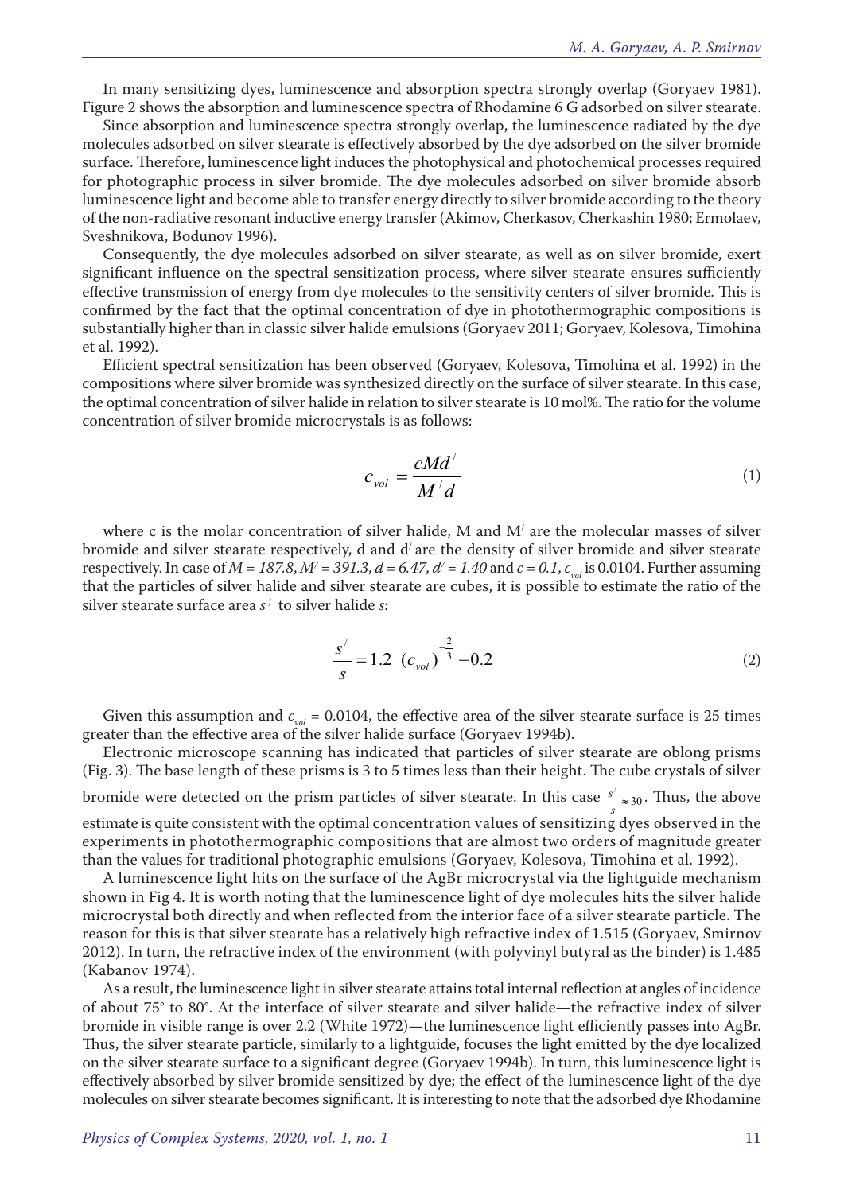In many sensitizing dyes, luminescence and absorption spectra strongly overlap (Goryaev 1981). Figure 2 shows the absorption and luminescence spectra of Rhodamine 6 G adsorbed on silver stearate.

Since absorption and luminescence spectra strongly overlap, the luminescence radiated by the dye molecules adsorbed on silver stearate is effectively absorbed by the dye adsorbed on the silver bromide surface. Therefore, luminescence light induces the photophysical and photochemical processes required for photographic process in silver bromide. The dye molecules adsorbed on silver bromide absorb luminescence light and become able to transfer energy directly to silver bromide according to the theory of the non-radiative resonant inductive energy transfer (Akimov, Cherkasov, Cherkashin 1980; Ermolaev, Sveshnikova, Bodunov 1996).

Consequently, the dye molecules adsorbed on silver stearate, as well as on silver bromide, exert significant influence on the spectral sensitization process, where silver stearate ensures sufficiently effective transmission of energy from dye molecules to the sensitivity centers of silver bromide. This is confirmed by the fact that the optimal concentration of dye in photothermographic compositions is substantially higher than in classic silver halide emulsions (Goryaev 2011; Goryaev, Kolesova, Timohina et al. 1992).

Efficient spectral sensitization has been observed (Goryaev, Kolesova, Timohina et al. 1992) in the compositions where silver bromide was synthesized directly on the surface of silver stearate. In this case, the optimal concentration of silver halide in relation to silver stearate is 10 mol%. The ratio for the volume concentration of silver bromide microcrystals is as follows:

$$c_{vol} = \frac{cMd^{/}}{M^{/}d} \tag{1}$$

where c is the molar concentration of silver halide, M and $M^{/}$ are the molecular masses of silver bromide and silver stearate respectively, d and $d^{/}$ are the density of silver bromide and silver stearate respectively. In case of $M = 187.8$, $M^{/} = 391.3$, $d = 6.47$, $d^{/} = 1.40$ and $c = 0.1$, $c_{vol}$ is 0.0104. Further assuming that the particles of silver halide and silver stearate are cubes, it is possible to estimate the ratio of the silver stearate surface area $s^{/}$ to silver halide $s$:

$$\frac{s^{/}}{s} = 1.2 \ \left(c_{vol}\right)^{-\frac{2}{3}} - 0.2 \tag{2}$$

Given this assumption and $c_{vol} = 0.0104$, the effective area of the silver stearate surface is 25 times greater than the effective area of the silver halide surface (Goryaev 1994b).

Electronic microscope scanning has indicated that particles of silver stearate are oblong prisms (Fig. 3). The base length of these prisms is 3 to 5 times less than their height. The cube crystals of silver bromide were detected on the prism particles of silver stearate. In this case $\frac{s^{/}}{s} \approx 30$. Thus, the above estimate is quite consistent with the optimal concentration values of sensitizing dyes observed in the experiments in photothermographic compositions that are almost two orders of magnitude greater than the values for traditional photographic emulsions (Goryaev, Kolesova, Timohina et al. 1992).

A luminescence light hits on the surface of the AgBr microcrystal via the lightguide mechanism shown in Fig 4. It is worth noting that the luminescence light of dye molecules hits the silver halide microcrystal both directly and when reflected from the interior face of a silver stearate particle. The reason for this is that silver stearate has a relatively high refractive index of 1.515 (Goryaev, Smirnov 2012). In turn, the refractive index of the environment (with polyvinyl butyral as the binder) is 1.485 (Kabanov 1974).

As a result, the luminescence light in silver stearate attains total internal reflection at angles of incidence of about 75° to 80°. At the interface of silver stearate and silver halide—the refractive index of silver bromide in visible range is over 2.2 (White 1972)—the luminescence light efficiently passes into AgBr. Thus, the silver stearate particle, similarly to a lightguide, focuses the light emitted by the dye localized on the silver stearate surface to a significant degree (Goryaev 1994b). In turn, this luminescence light is effectively absorbed by silver bromide sensitized by dye; the effect of the luminescence light of the dye molecules on silver stearate becomes significant. It is interesting to note that the adsorbed dye Rhodamine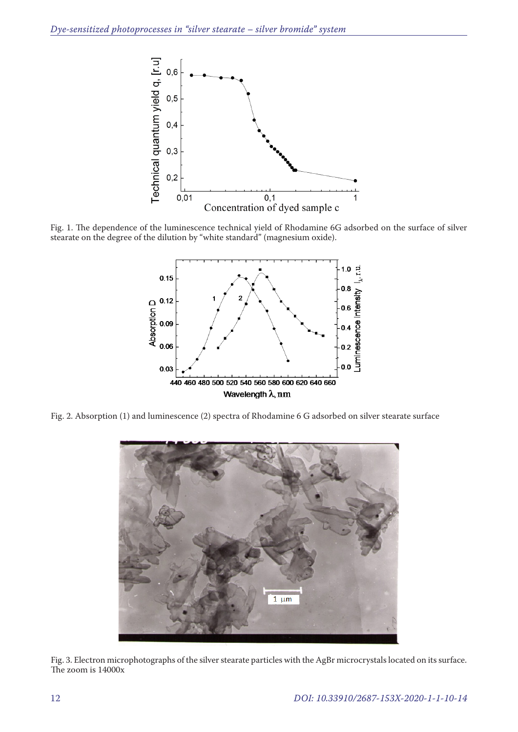Fig. 1. The dependence of the luminescence technical yield of Rhodamine 6G adsorbed on the surface of silver stearate on the degree of the dilution by "white standard" (magnesium oxide).

Fig. 2. Absorption (1) and luminescence (2) spectra of Rhodamine 6 G adsorbed on silver stearate surface

Fig. 3. Electron microphotographs of the silver stearate particles with the AgBr microcrystals located on its surface. The zoom is 14000x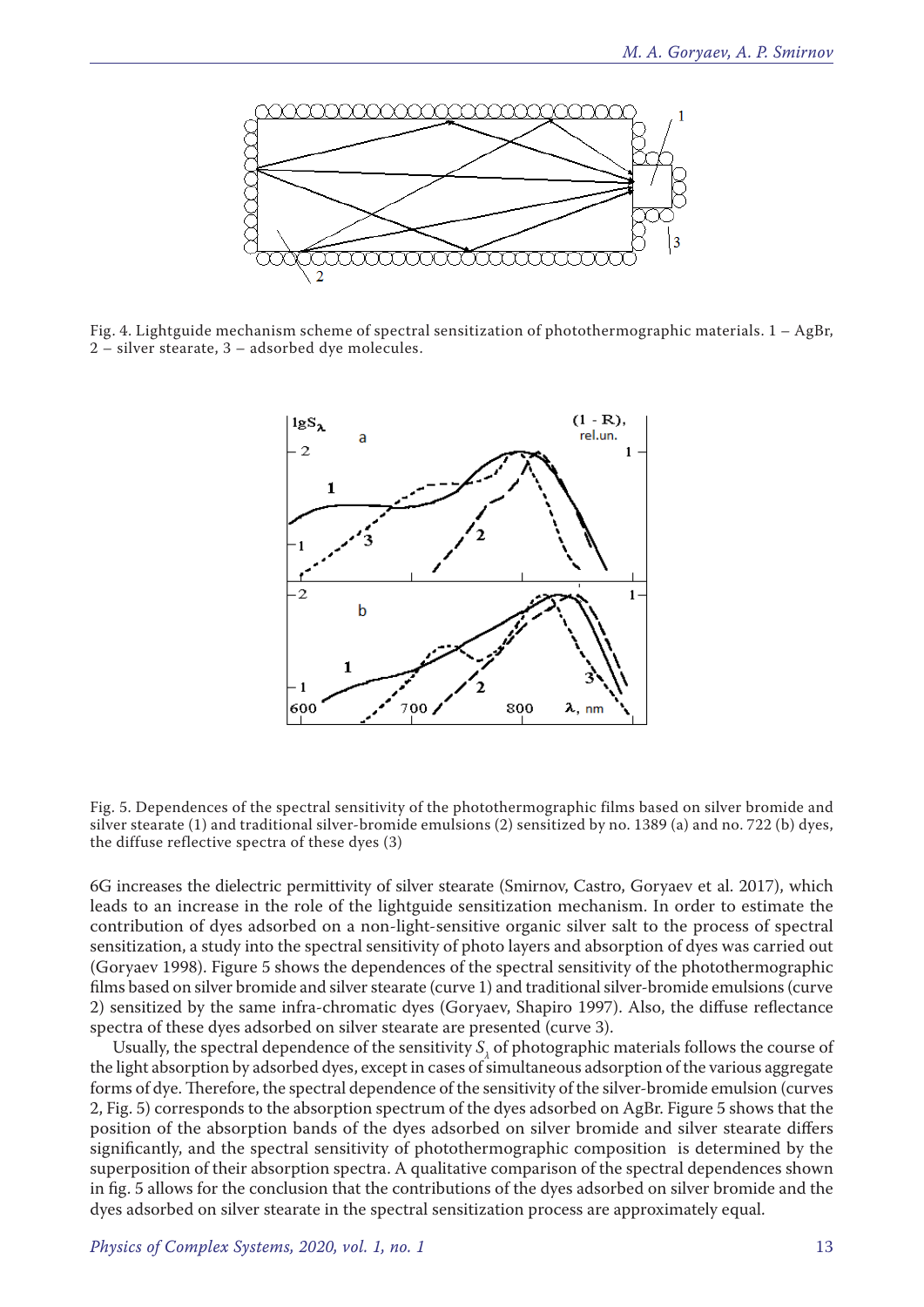Fig. 4. Lightguide mechanism scheme of spectral sensitization of photothermographic materials. 1 – AgBr, 2 – silver stearate, 3 – adsorbed dye molecules.

Fig. 5. Dependences of the spectral sensitivity of the photothermographic films based on silver bromide and silver stearate (1) and traditional silver-bromide emulsions (2) sensitized by no. 1389 (a) and no. 722 (b) dyes, the diffuse reflective spectra of these dyes (3)

6G increases the dielectric permittivity of silver stearate (Smirnov, Castro, Goryaev et al. 2017), which leads to an increase in the role of the lightguide sensitization mechanism. In order to estimate the contribution of dyes adsorbed on a non-light-sensitive organic silver salt to the process of spectral sensitization, a study into the spectral sensitivity of photo layers and absorption of dyes was carried out (Goryaev 1998). Figure 5 shows the dependences of the spectral sensitivity of the photothermographic films based on silver bromide and silver stearate (curve 1) and traditional silver-bromide emulsions (curve 2) sensitized by the same infra-chromatic dyes (Goryaev, Shapiro 1997). Also, the diffuse reflectance spectra of these dyes adsorbed on silver stearate are presented (curve 3).

Usually, the spectral dependence of the sensitivity $S_\lambda$ of photographic materials follows the course of the light absorption by adsorbed dyes, except in cases of simultaneous adsorption of the various aggregate forms of dye. Therefore, the spectral dependence of the sensitivity of the silver-bromide emulsion (curves 2, Fig. 5) corresponds to the absorption spectrum of the dyes adsorbed on AgBr. Figure 5 shows that the position of the absorption bands of the dyes adsorbed on silver bromide and silver stearate differs significantly, and the spectral sensitivity of photothermographic composition is determined by the superposition of their absorption spectra. A qualitative comparison of the spectral dependences shown in fig. 5 allows for the conclusion that the contributions of the dyes adsorbed on silver bromide and the dyes adsorbed on silver stearate in the spectral sensitization process are approximately equal.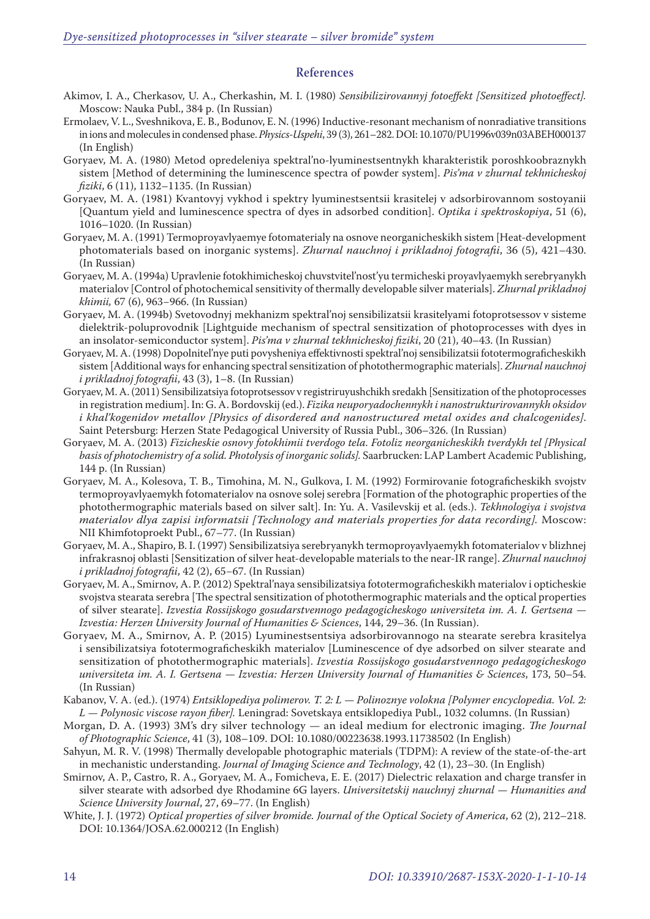## References

Akimov, I. A., Cherkasov, U. A., Cherkashin, M. I. (1980) *Sensibilizirovannyj fotoeffekt [Sensitized photoeffect].* Moscow: Nauka Publ., 384 p. (In Russian)

Ermolaev, V. L., Sveshnikova, E. B., Bodunov, E. N. (1996) Inductive-resonant mechanism of nonradiative transitions in ions and molecules in condensed phase. *Physics-Uspehi*, 39 (3), 261–282. DOI: 10.1070/PU1996v039n03ABEH000137 (In English)

Goryaev, M. A. (1980) Metod opredeleniya spektral'no-lyuminestsentnykh kharakteristik poroshkoobraznykh sistem [Method of determining the luminescence spectra of powder system]. *Pis'ma v zhurnal tekhnicheskoj fiziki*, 6 (11), 1132–1135. (In Russian)

Goryaev, M. A. (1981) Kvantovyj vykhod i spektry lyuminestsentsii krasitelej v adsorbirovannom sostoyanii [Quantum yield and luminescence spectra of dyes in adsorbed condition]. *Optika i spektroskopiya*, 51 (6), 1016–1020. (In Russian)

Goryaev, M. A. (1991) Termoproyavlyaemye fotomaterialy na osnove neorganicheskikh sistem [Heat-development photomaterials based on inorganic systems]. *Zhurnal nauchnoj i prikladnoj fotografii*, 36 (5), 421–430. (In Russian)

Goryaev, M. A. (1994a) Upravlenie fotokhimicheskoj chuvstvitel'nost'yu termicheski proyavlyaemykh serebryanykh materialov [Control of photochemical sensitivity of thermally developable silver materials]. *Zhurnal prikladnoj khimii,* 67 (6), 963–966. (In Russian)

Goryaev, M. A. (1994b) Svetovodnyj mekhanizm spektral'noj sensibilizatsii krasitelyami fotoprotsessov v sisteme dielektrik-poluprovodnik [Lightguide mechanism of spectral sensitization of photoprocesses with dyes in an insolator-semiconductor system]. *Pis'ma v zhurnal tekhnicheskoj fiziki*, 20 (21), 40–43. (In Russian)

Goryaev, M. A. (1998) Dopolnitel'nye puti povysheniya effektivnosti spektral'noj sensibilizatsii fototermograficheskikh sistem [Additional ways for enhancing spectral sensitization of photothermographic materials]. *Zhurnal nauchnoj i prikladnoj fotografii*, 43 (3), 1–8. (In Russian)

Goryaev, M. A. (2011) Sensibilizatsiya fotoprotsessov v registriruyushchikh sredakh [Sensitization of the photoprocesses in registration medium]. In: G. A. Bordovskij (ed.). *Fizika neuporyadochennykh i nanostrukturirovannykh oksidov i khal'kogenidov metallov [Physics of disordered and nanostructured metal oxides and chalcogenides].* Saint Petersburg: Herzen State Pedagogical University of Russia Publ., 306–326. (In Russian)

Goryaev, M. A. (2013) *Fizicheskie osnovy fotokhimii tverdogo tela. Fotoliz neorganicheskikh tverdykh tel [Physical basis of photochemistry of a solid. Photolysis of inorganic solids].* Saarbrucken: LAP Lambert Academic Publishing, 144 p. (In Russian)

Goryaev, M. A., Kolesova, T. B., Timohina, M. N., Gulkova, I. M. (1992) Formirovanie fotograficheskikh svojstv termoproyavlyaemykh fotomaterialov na osnove solej serebra [Formation of the photographic properties of the photothermographic materials based on silver salt]. In: Yu. A. Vasilevskij et al. (eds.). *Tekhnologiya i svojstva materialov dlya zapisi informatsii [Technology and materials properties for data recording].* Moscow: NII Khimfotoproekt Publ., 67–77. (In Russian)

Goryaev, M. A., Shapiro, B. I. (1997) Sensibilizatsiya serebryanykh termoproyavlyaemykh fotomaterialov v blizhnej infrakrasnoj oblasti [Sensitization of silver heat-developable materials to the near-IR range]. *Zhurnal nauchnoj i prikladnoj fotografii*, 42 (2), 65–67. (In Russian)

Goryaev, M. A., Smirnov, A. P. (2012) Spektral'naya sensibilizatsiya fototermograficheskikh materialov i opticheskie svojstva stearata serebra [The spectral sensitization of photothermographic materials and the optical properties of silver stearate]. *Izvestia Rossijskogo gosudarstvennogo pedagogicheskogo universiteta im. A. I. Gertsena — Izvestia: Herzen University Journal of Humanities & Sciences*, 144, 29–36. (In Russian).

Goryaev, M. A., Smirnov, A. P. (2015) Lyuminestsentsiya adsorbirovannogo na stearate serebra krasitelya i sensibilizatsiya fototermograficheskikh materialov [Luminescence of dye adsorbed on silver stearate and sensitization of photothermographic materials]. *Izvestia Rossijskogo gosudarstvennogo pedagogicheskogo universiteta im. A. I. Gertsena — Izvestia: Herzen University Journal of Humanities & Sciences*, 173, 50–54. (In Russian)

Kabanov, V. A. (ed.). (1974) *Entsiklopediya polimerov. T. 2: L — Polinoznye volokna [Polymer encyclopedia. Vol. 2: L — Polynosic viscose rayon fiber].* Leningrad: Sovetskaya entsiklopediya Publ., 1032 columns. (In Russian)

Morgan, D. A. (1993) 3M's dry silver technology — an ideal medium for electronic imaging. *The Journal of Photographic Science*, 41 (3), 108–109. DOI: 10.1080/00223638.1993.11738502 (In English)

Sahyun, M. R. V. (1998) Thermally developable photographic materials (TDPM): A review of the state-of-the-art in mechanistic understanding. *Journal of Imaging Science and Technology*, 42 (1), 23–30. (In English)

Smirnov, A. P., Castro, R. A., Goryaev, M. A., Fomicheva, E. E. (2017) Dielectric relaxation and charge transfer in silver stearate with adsorbed dye Rhodamine 6G layers. *Universitetskij nauchnyj zhurnal — Humanities and Science University Journal*, 27, 69–77. (In English)

White, J. J. (1972) *Optical properties of silver bromide. Journal of the Optical Society of America*, 62 (2), 212–218. DOI: 10.1364/JOSA.62.000212 (In English)